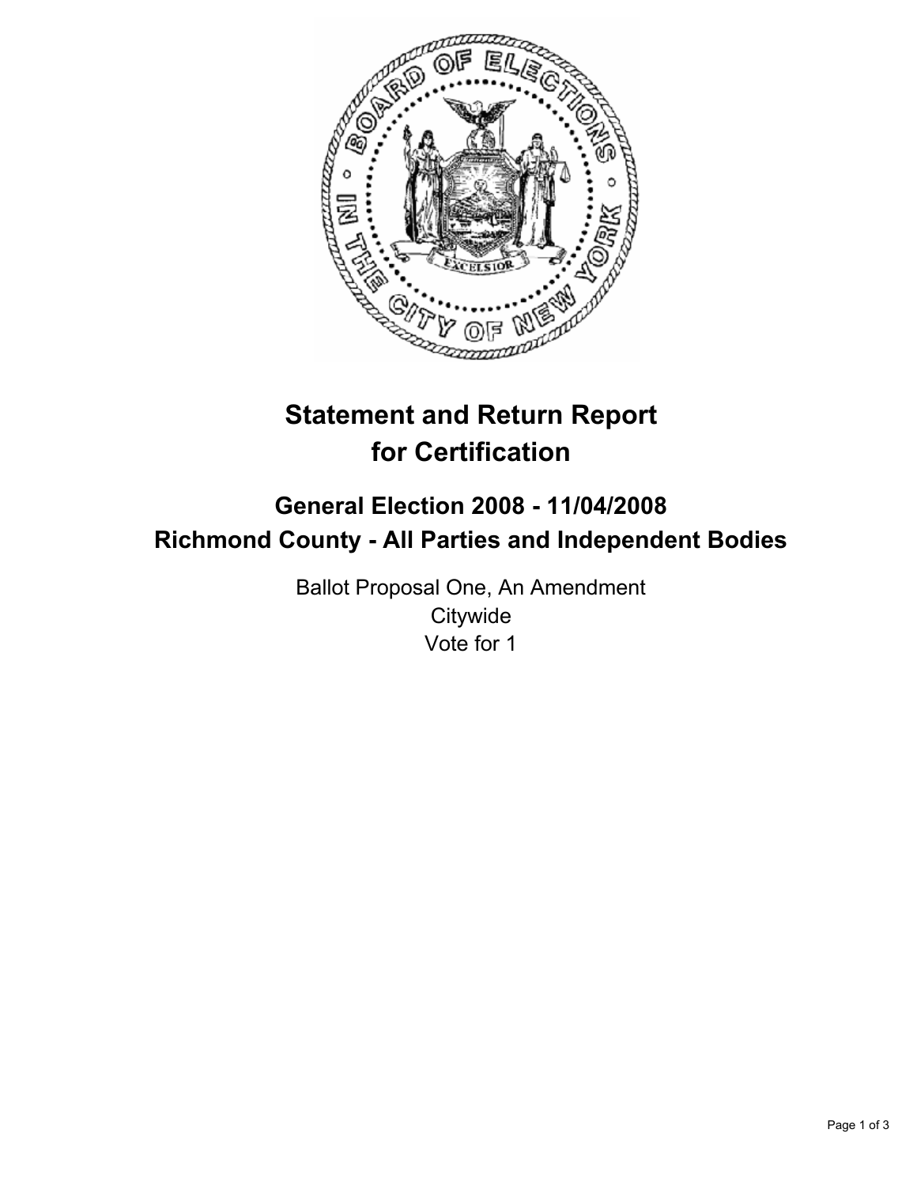# Statement and Return Report for Certification

## General Election 2008 - 11/04/2008
## Richmond County - All Parties and Independent Bodies

Ballot Proposal One, An Amendment
Citywide
Vote for 1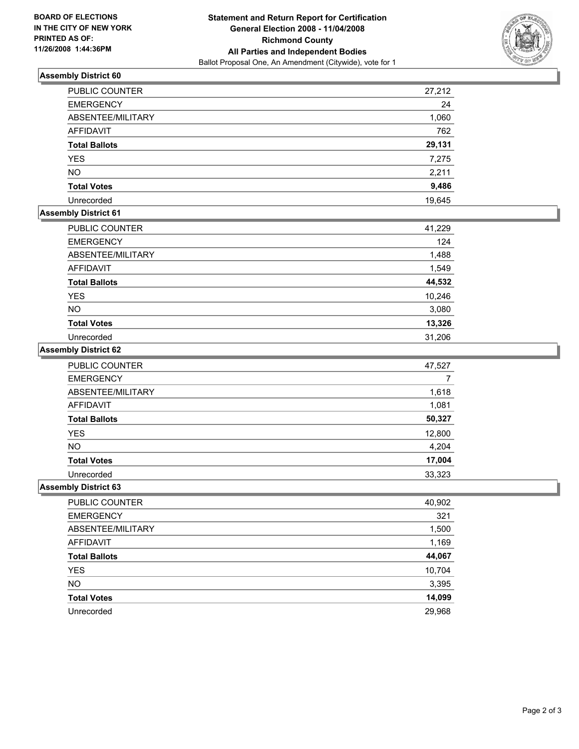**BOARD OF ELECTIONS IN THE CITY OF NEW YORK PRINTED AS OF: 11/26/2008 1:44:36PM**

# Statement and Return Report for Certification
## General Election 2008 - 11/04/2008
## Richmond County
## All Parties and Independent Bodies

Ballot Proposal One, An Amendment (Citywide), vote for 1

### Assembly District 60

| | |
|---|---|
| PUBLIC COUNTER | 27,212 |
| EMERGENCY | 24 |
| ABSENTEE/MILITARY | 1,060 |
| AFFIDAVIT | 762 |
| **Total Ballots** | **29,131** |
| YES | 7,275 |
| NO | 2,211 |
| **Total Votes** | **9,486** |
| Unrecorded | 19,645 |

### Assembly District 61

| | |
|---|---|
| PUBLIC COUNTER | 41,229 |
| EMERGENCY | 124 |
| ABSENTEE/MILITARY | 1,488 |
| AFFIDAVIT | 1,549 |
| **Total Ballots** | **44,532** |
| YES | 10,246 |
| NO | 3,080 |
| **Total Votes** | **13,326** |
| Unrecorded | 31,206 |

### Assembly District 62

| | |
|---|---|
| PUBLIC COUNTER | 47,527 |
| EMERGENCY | 7 |
| ABSENTEE/MILITARY | 1,618 |
| AFFIDAVIT | 1,081 |
| **Total Ballots** | **50,327** |
| YES | 12,800 |
| NO | 4,204 |
| **Total Votes** | **17,004** |
| Unrecorded | 33,323 |

### Assembly District 63

| | |
|---|---|
| PUBLIC COUNTER | 40,902 |
| EMERGENCY | 321 |
| ABSENTEE/MILITARY | 1,500 |
| AFFIDAVIT | 1,169 |
| **Total Ballots** | **44,067** |
| YES | 10,704 |
| NO | 3,395 |
| **Total Votes** | **14,099** |
| Unrecorded | 29,968 |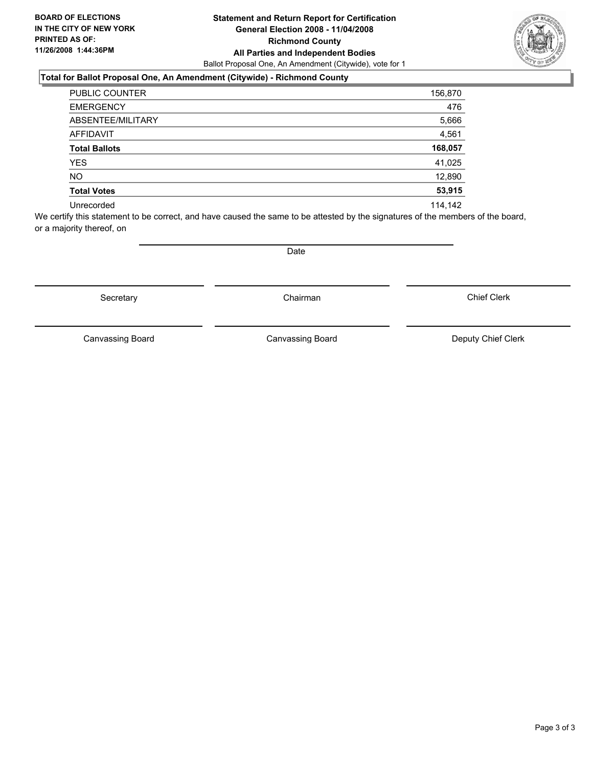**BOARD OF ELECTIONS IN THE CITY OF NEW YORK PRINTED AS OF: 11/26/2008 1:44:36PM**

**Statement and Return Report for Certification**
**General Election 2008 - 11/04/2008**
**Richmond County**
**All Parties and Independent Bodies**
Ballot Proposal One, An Amendment (Citywide), vote for 1

### Total for Ballot Proposal One, An Amendment (Citywide) - Richmond County

| | |
|---|---|
| PUBLIC COUNTER | 156,870 |
| EMERGENCY | 476 |
| ABSENTEE/MILITARY | 5,666 |
| AFFIDAVIT | 4,561 |
| **Total Ballots** | **168,057** |
| YES | 41,025 |
| NO | 12,890 |
| **Total Votes** | **53,915** |
| Unrecorded | 114,142 |

We certify this statement to be correct, and have caused the same to be attested by the signatures of the members of the board, or a majority thereof, on

Date

| | | |
|---|---|---|
| Secretary | Chairman | Chief Clerk |
| Canvassing Board | Canvassing Board | Deputy Chief Clerk |